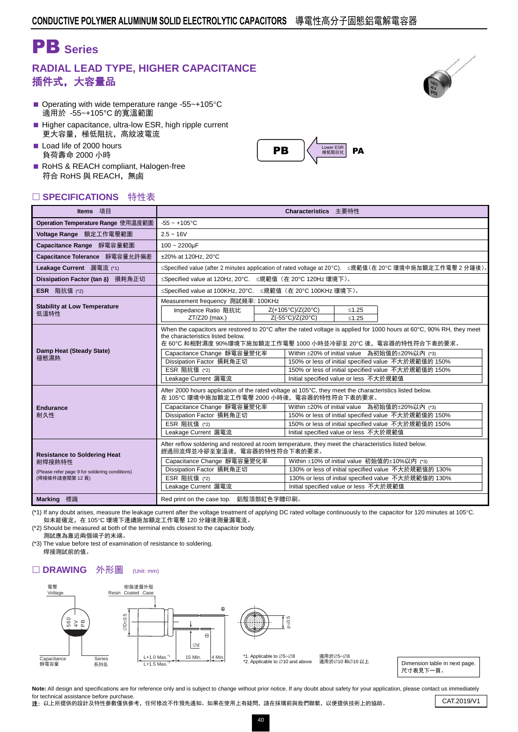# PB Series

## RADIAL LEAD TYPE, HIGHER CAPACITANCE
## 插件式，大容量品

- Operating with wide temperature range -55~+105°C
  適用於 -55~+105°C 的寬溫範圍
- Higher capacitance, ultra-low ESR, high ripple current
  更大容量，極低阻抗，高紋波電流
- Load life of 2000 hours
  負荷壽命 2000 小時
- RoHS & REACH compliant, Halogen-free
  符合 RoHS 與 REACH，無鹵

PB ← Lower ESR 極低阻抗化 — PA

## □ SPECIFICATIONS 特性表

| Items 項目 | Characteristics 主要特性 |
|---|---|
| Operation Temperature Range 使用溫度範圍 | -55 ~ +105°C |
| Voltage Range 額定工作電壓範圍 | 2.5 ~ 16V |
| Capacitance Range 靜電容量範圍 | 100 ~ 2200μF |
| Capacitance Tolerance 靜電容量允許偏差 | ±20% at 120Hz, 20°C |
| Leakage Current 漏電流 (*1) | ≤Specified value (after 2 minutes application of rated voltage at 20°C). ≤規範值（在 20°C 環境中施加額定工作電壓 2 分鐘後）。 |
| Dissipation Factor (tan δ) 損耗角正切 | ≤Specified value at 120Hz, 20°C. ≤規範值（在 20°C 120Hz 環境下）。 |
| ESR 阻抗值 (*2) | ≤Specified value at 100KHz, 20°C. ≤規範值（在 20°C 100KHz 環境下）。 |
| Stability at Low Temperature 低溫特性 | Measurement frequency 測試頻率: 100KHz<br>Impedance Ratio 阻抗比 ZT/Z20 (max.): Z(+105°C)/Z(20°C) ≤1.25; Z(-55°C)/Z(20°C) ≤1.25 |
| Damp Heat (Steady State) 穩態濕熱 | When the capacitors are restored to 20°C after the rated voltage is applied for 1000 hours at 60°C, 90% RH, they meet the characteristics listed below.<br>在 60°C 和相對濕度 90%環境下施加額定工作電壓 1000 小時並冷卻至 20°C 後，電容器的特性符合下表的要求。<br>Capacitance Change 靜電容量變化率: Within ±20% of initial value 為初始值的±20%以內 (*3)<br>Dissipation Factor 損耗角正切: 150% or less of initial specified value 不大於規範值的 150%<br>ESR 阻抗值 (*2): 150% or less of initial specified value 不大於規範值的 150%<br>Leakage Current 漏電流: Initial specified value or less 不大於規範值 |
| Endurance 耐久性 | After 2000 hours application of the rated voltage at 105°C, they meet the characteristics listed below.<br>在 105°C 環境中施加額定工作電壓 2000 小時後，電容器的特性符合下表的要求。<br>Capacitance Change 靜電容量變化率: Within ±20% of initial value 為初始值的±20%以內 (*3)<br>Dissipation Factor 損耗角正切: 150% or less of initial specified value 不大於規範值的 150%<br>ESR 阻抗值 (*2): 150% or less of initial specified value 不大於規範值的 150%<br>Leakage Current 漏電流: Initial specified value or less 不大於規範值 |
| Resistance to Soldering Heat 耐焊接熱特性<br>(Please refer page 9 for soldering conditions)<br>(焊接條件請查閱第 12 頁) | After reflow soldering and restored at room temperature, they meet the characteristics listed below.<br>經過回流焊並冷卻至室溫後，電容器的特性符合下表的要求。<br>Capacitance Change 靜電容量變化率: Within ±10% of initial value 初始值的±10%以內 (*3)<br>Dissipation Factor 損耗角正切: 130% or less of initial specified value 不大於規範值的 130%<br>ESR 阻抗值 (*2): 130% or less of initial specified value 不大於規範值的 130%<br>Leakage Current 漏電流: Initial specified value or less 不大於規範值 |
| Marking 標識 | Red print on the case top. 鋁殼頂部紅色字體印刷。 |

(*1) If any doubt arises, measure the leakage current after the voltage treatment of applying DC rated voltage continuously to the capacitor for 120 minutes at 105°C.
如未能確定，在 105°C 環境下連續施加額定工作電壓 120 分鐘後測量漏電流。

(*2) Should be measured at both of the terminal ends closest to the capacitor body.
測量應為靠近兩個端子的末端。

(*3) The value before test of examination of resistance to soldering.
焊接測試前的值。

## □ DRAWING 外形圖 (Unit: mm)

電壓 Voltage; 樹脂塗層外殼 Resin Coated Case; Capacitance 靜電容量; Series 系列名; ØD±0.5; Ød; P±0.5; L+1.0 Max.[*1]; L+1.5 Max.[*2]; 15 Min.; 4 Min.

*1. Applicable to Ø5~Ø8 適用於Ø5~Ø8
*2. Applicable to Ø10 and above 適用於Ø10 和Ø10 以上

Dimension table in next page.
尺寸表見下一頁。

**Note:** All design and specifications are for reference only and is subject to change without prior notice. If any doubt about safety for your application, please contact us immediately for technical assistance before purchase.
**注**：以上所提供的設計及特性參數僅供參考，任何修改不作預先通知。如果在使用上有疑問，請在採購前與我們聯繫，以便提供技術上的協助。

CAT.2019/V1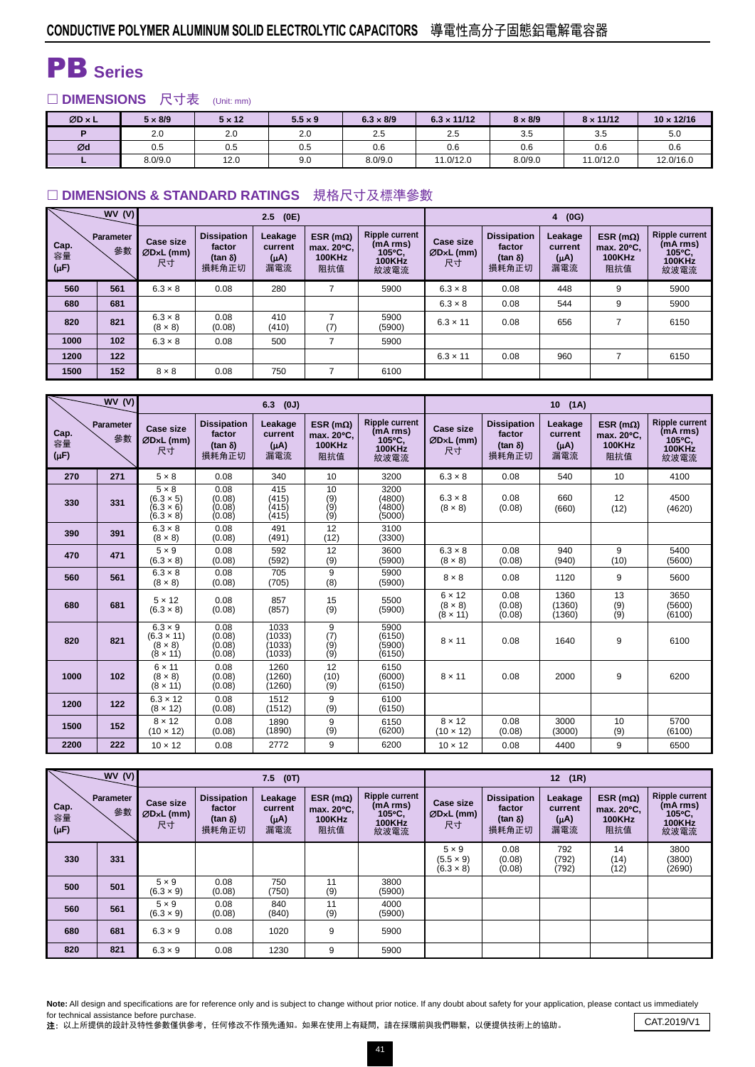## CONDUCTIVE POLYMER ALUMINUM SOLID ELECTROLYTIC CAPACITORS 導電性高分子固態鋁電解電容器

# PB Series

## □ DIMENSIONS 尺寸表 (Unit: mm)

| ØD x L | 5 x 8/9 | 5 x 12 | 5.5 x 9 | 6.3 x 8/9 | 6.3 x 11/12 | 8 x 8/9 | 8 x 11/12 | 10 x 12/16 |
|---|---|---|---|---|---|---|---|---|
| P | 2.0 | 2.0 | 2.0 | 2.5 | 2.5 | 3.5 | 3.5 | 5.0 |
| Ød | 0.5 | 0.5 | 0.5 | 0.6 | 0.6 | 0.6 | 0.6 | 0.6 |
| L | 8.0/9.0 | 12.0 | 9.0 | 8.0/9.0 | 11.0/12.0 | 8.0/9.0 | 11.0/12.0 | 12.0/16.0 |

## □ DIMENSIONS & STANDARD RATINGS 規格尺寸及標準參數

| WV (V) | | 2.5 (0E) | | | | | 4 (0G) | | | | |
|---|---|---|---|---|---|---|---|---|---|---|---|
| Cap. 容量 (μF) | Parameter 參數 | Case size ØDxL (mm) 尺寸 | Dissipation factor (tan δ) 損耗角正切 | Leakage current (μA) 漏電流 | ESR (mΩ) max. 20°C, 100KHz 阻抗值 | Ripple current (mA rms) 105°C, 100KHz 紋波電流 | Case size ØDxL (mm) 尺寸 | Dissipation factor (tan δ) 損耗角正切 | Leakage current (μA) 漏電流 | ESR (mΩ) max. 20°C, 100KHz 阻抗值 | Ripple current (mA rms) 105°C, 100KHz 紋波電流 |
| 560 | 561 | 6.3 × 8 | 0.08 | 280 | 7 | 5900 | 6.3 × 8 | 0.08 | 448 | 9 | 5900 |
| 680 | 681 | | | | | | 6.3 × 8 | 0.08 | 544 | 9 | 5900 |
| 820 | 821 | 6.3 × 8 (8 × 8) | 0.08 (0.08) | 410 (410) | 7 (7) | 5900 (5900) | 6.3 × 11 | 0.08 | 656 | 7 | 6150 |
| 1000 | 102 | 6.3 × 8 | 0.08 | 500 | 7 | 5900 | | | | | |
| 1200 | 122 | | | | | | 6.3 × 11 | 0.08 | 960 | 7 | 6150 |
| 1500 | 152 | 8 × 8 | 0.08 | 750 | 7 | 6100 | | | | | |

| WV (V) | | 6.3 (0J) | | | | | 10 (1A) | | | | |
|---|---|---|---|---|---|---|---|---|---|---|---|
| Cap. 容量 (μF) | Parameter 參數 | Case size ØDxL (mm) 尺寸 | Dissipation factor (tan δ) 損耗角正切 | Leakage current (μA) 漏電流 | ESR (mΩ) max. 20°C, 100KHz 阻抗值 | Ripple current (mA rms) 105°C, 100KHz 紋波電流 | Case size ØDxL (mm) 尺寸 | Dissipation factor (tan δ) 損耗角正切 | Leakage current (μA) 漏電流 | ESR (mΩ) max. 20°C, 100KHz 阻抗值 | Ripple current (mA rms) 105°C, 100KHz 紋波電流 |
| 270 | 271 | 5 × 8 | 0.08 | 340 | 10 | 3200 | 6.3 × 8 | 0.08 | 540 | 10 | 4100 |
| 330 | 331 | 5 × 8 (6.3 × 5) (6.3 × 6) (6.3 × 8) | 0.08 (0.08) (0.08) (0.08) | 415 (415) (415) (415) | 10 (9) (9) (9) | 3200 (4800) (4800) (5000) | 6.3 × 8 (8 × 8) | 0.08 (0.08) | 660 (660) | 12 (12) | 4500 (4620) |
| 390 | 391 | 6.3 × 8 (8 × 8) | 0.08 (0.08) | 491 (491) | 12 (12) | 3100 (3300) | | | | | |
| 470 | 471 | 5 × 9 (6.3 × 8) | 0.08 (0.08) | 592 (592) | 12 (9) | 3600 (5900) | 6.3 × 8 (8 × 8) | 0.08 (0.08) | 940 (940) | 9 (10) | 5400 (5600) |
| 560 | 561 | 6.3 × 8 (8 × 8) | 0.08 (0.08) | 705 (705) | 9 (8) | 5900 (5900) | 8 × 8 | 0.08 | 1120 | 9 | 5600 |
| 680 | 681 | 5 × 12 (6.3 × 8) | 0.08 (0.08) | 857 (857) | 15 (9) | 5500 (5900) | 6 × 12 (8 × 8) (8 × 11) | 0.08 (0.08) (0.08) | 1360 (1360) (1360) | 13 (9) (9) | 3650 (5600) (6100) |
| 820 | 821 | 6.3 × 9 (6.3 × 11) (8 × 8) (8 × 11) | 0.08 (0.08) (0.08) (0.08) | 1033 (1033) (1033) (1033) | 9 (7) (9) (9) | 5900 (6150) (5900) (6150) | 8 × 11 | 0.08 | 1640 | 9 | 6100 |
| 1000 | 102 | 6 × 11 (8 × 8) (8 × 11) | 0.08 (0.08) (0.08) | 1260 (1260) (1260) | 12 (10) (9) | 6150 (6000) (6150) | 8 × 11 | 0.08 | 2000 | 9 | 6200 |
| 1200 | 122 | 6.3 × 12 (8 × 12) | 0.08 (0.08) | 1512 (1512) | 9 (9) | 6100 (6150) | | | | | |
| 1500 | 152 | 8 × 12 (10 × 12) | 0.08 (0.08) | 1890 (1890) | 9 (9) | 6150 (6200) | 8 × 12 (10 × 12) | 0.08 (0.08) | 3000 (3000) | 10 (9) | 5700 (6100) |
| 2200 | 222 | 10 × 12 | 0.08 | 2772 | 9 | 6200 | 10 × 12 | 0.08 | 4400 | 9 | 6500 |

| WV (V) | | 7.5 (0T) | | | | | 12 (1R) | | | | |
|---|---|---|---|---|---|---|---|---|---|---|---|
| Cap. 容量 (μF) | Parameter 參數 | Case size ØDxL (mm) 尺寸 | Dissipation factor (tan δ) 損耗角正切 | Leakage current (μA) 漏電流 | ESR (mΩ) max. 20°C, 100KHz 阻抗值 | Ripple current (mA rms) 105°C, 100KHz 紋波電流 | Case size ØDxL (mm) 尺寸 | Dissipation factor (tan δ) 損耗角正切 | Leakage current (μA) 漏電流 | ESR (mΩ) max. 20°C, 100KHz 阻抗值 | Ripple current (mA rms) 105°C, 100KHz 紋波電流 |
| 330 | 331 | | | | | | 5 × 9 (5.5 × 9) (6.3 × 8) | 0.08 (0.08) (0.08) | 792 (792) (792) | 14 (14) (12) | 3800 (3800) (2690) |
| 500 | 501 | 5 × 9 (6.3 × 9) | 0.08 (0.08) | 750 (750) | 11 (9) | 3800 (5900) | | | | | |
| 560 | 561 | 5 × 9 (6.3 × 9) | 0.08 (0.08) | 840 (840) | 11 (9) | 4000 (5900) | | | | | |
| 680 | 681 | 6.3 × 9 | 0.08 | 1020 | 9 | 5900 | | | | | |
| 820 | 821 | 6.3 × 9 | 0.08 | 1230 | 9 | 5900 | | | | | |

**Note:** All design and specifications are for reference only and is subject to change without prior notice. If any doubt about safety for your application, please contact us immediately for technical assistance before purchase.
**注**：以上所提供的設計及特性參數僅供參考，任何修改不作預先通知。如果在使用上有疑問，請在採購前與我們聯繫，以便提供技術上的協助。

CAT.2019/V1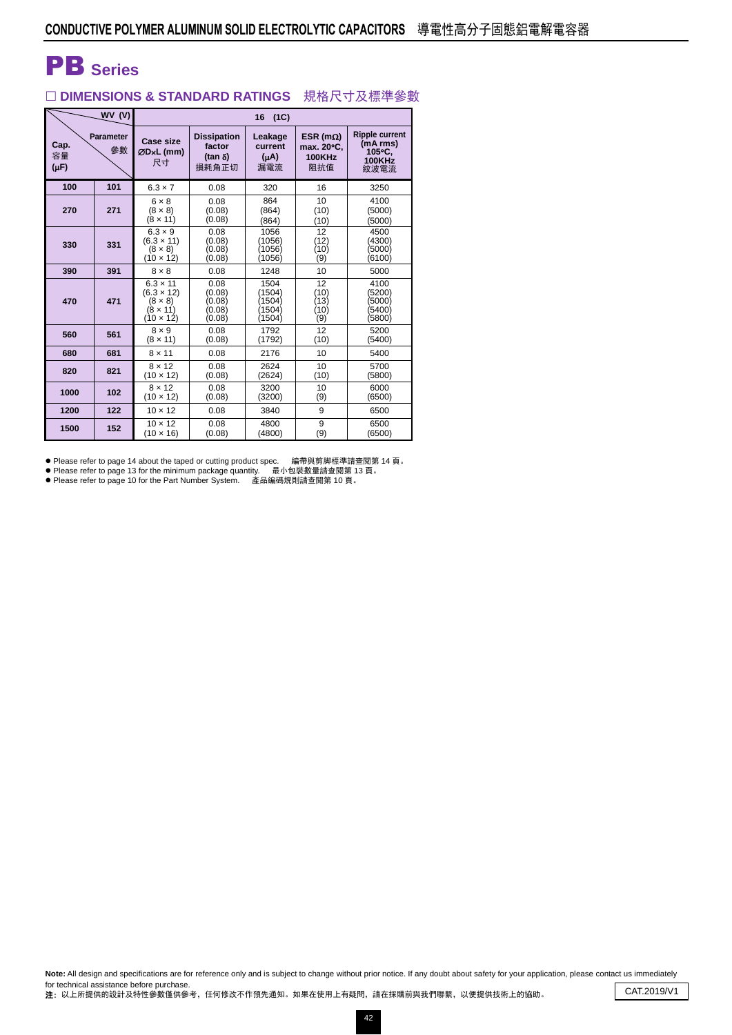# CONDUCTIVE POLYMER ALUMINUM SOLID ELECTROLYTIC CAPACITORS 導電性高分子固態鋁電解電容器

# PB Series

## □ DIMENSIONS & STANDARD RATINGS 規格尺寸及標準參數

| WV (V) | | 16 (1C) | | | | |
|---|---|---|---|---|---|---|
| Cap. 容量 (μF) | Parameter 參數 | Case size ØD×L (mm) 尺寸 | Dissipation factor (tan δ) 損耗角正切 | Leakage current (μA) 漏電流 | ESR (mΩ) max. 20°C, 100KHz 阻抗值 | Ripple current (mA rms) 105°C, 100KHz 紋波電流 |
| 100 | 101 | 6.3 × 7 | 0.08 | 320 | 16 | 3250 |
| 270 | 271 | 6 × 8<br>(8 × 8)<br>(8 × 11) | 0.08<br>(0.08)<br>(0.08) | 864<br>(864)<br>(864) | 10<br>(10)<br>(10) | 4100<br>(5000)<br>(5000) |
| 330 | 331 | 6.3 × 9<br>(6.3 × 11)<br>(8 × 8)<br>(10 × 12) | 0.08<br>(0.08)<br>(0.08)<br>(0.08) | 1056<br>(1056)<br>(1056)<br>(1056) | 12<br>(12)<br>(10)<br>(9) | 4500<br>(4300)<br>(5000)<br>(6100) |
| 390 | 391 | 8 × 8 | 0.08 | 1248 | 10 | 5000 |
| 470 | 471 | 6.3 × 11<br>(6.3 × 12)<br>(8 × 8)<br>(8 × 11)<br>(10 × 12) | 0.08<br>(0.08)<br>(0.08)<br>(0.08)<br>(0.08) | 1504<br>(1504)<br>(1504)<br>(1504)<br>(1504) | 12<br>(10)<br>(13)<br>(10)<br>(9) | 4100<br>(5200)<br>(5000)<br>(5400)<br>(5800) |
| 560 | 561 | 8 × 9<br>(8 × 11) | 0.08<br>(0.08) | 1792<br>(1792) | 12<br>(10) | 5200<br>(5400) |
| 680 | 681 | 8 × 11 | 0.08 | 2176 | 10 | 5400 |
| 820 | 821 | 8 × 12<br>(10 × 12) | 0.08<br>(0.08) | 2624<br>(2624) | 10<br>(10) | 5700<br>(5800) |
| 1000 | 102 | 8 × 12<br>(10 × 12) | 0.08<br>(0.08) | 3200<br>(3200) | 10<br>(9) | 6000<br>(6500) |
| 1200 | 122 | 10 × 12 | 0.08 | 3840 | 9 | 6500 |
| 1500 | 152 | 10 × 12<br>(10 × 16) | 0.08<br>(0.08) | 4800<br>(4800) | 9<br>(9) | 6500<br>(6500) |

- Please refer to page 14 about the taped or cutting product spec. 編帶與剪腳標準請查閱第 14 頁。
- Please refer to page 13 for the minimum package quantity. 最小包裝數量請查閱第 13 頁。
- Please refer to page 10 for the Part Number System. 產品編碼規則請查閱第 10 頁。

**Note:** All design and specifications are for reference only and is subject to change without prior notice. If any doubt about safety for your application, please contact us immediately for technical assistance before purchase.
**注**：以上所提供的設計及特性參數僅供參考，任何修改不作預先通知。如果在使用上有疑問，請在採購前與我們聯繫，以便提供技術上的協助。

CAT.2019/V1